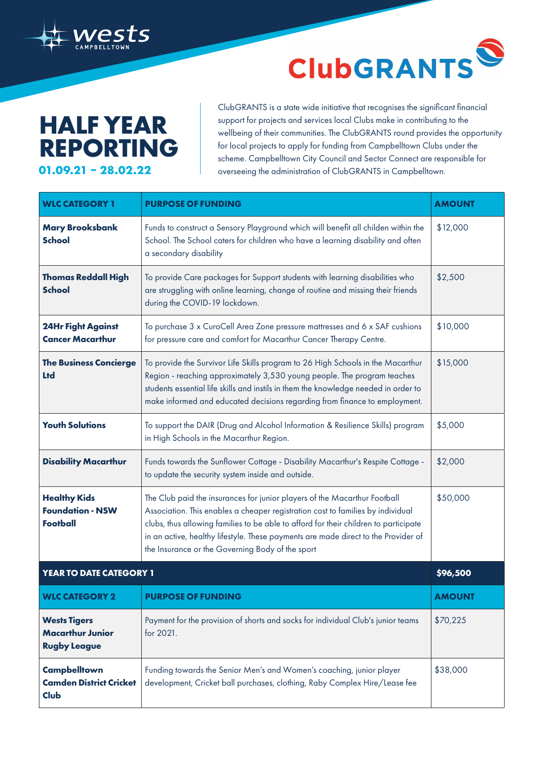# HALF YEAR REPORTING

**01.09.21 – 28.02.22**

ClubGRANTS is a state wide initiative that recognises the significant financial support for projects and services local Clubs make in contributing to the wellbeing of their communities. The ClubGRANTS round provides the opportunity for local projects to apply for funding from Campbelltown Clubs under the scheme. Campbelltown City Council and Sector Connect are responsible for overseeing the administration of ClubGRANTS in Campbelltown.

| WLC CATEGORY 1 | PURPOSE OF FUNDING | AMOUNT |
|---|---|---|
| **Mary Brooksbank School** | Funds to construct a Sensory Playground which will benefit all childen within the School. The School caters for children who have a learning disability and often a secondary disability | $12,000 |
| **Thomas Reddall High School** | To provide Care packages for Support students with learning disabilities who are struggling with online learning, change of routine and missing their friends during the COVID-19 lockdown. | $2,500 |
| **24Hr Fight Against Cancer Macarthur** | To purchase 3 x CuroCell Area Zone pressure mattresses and 6 x SAF cushions for pressure care and comfort for Macarthur Cancer Therapy Centre. | $10,000 |
| **The Business Concierge Ltd** | To provide the Survivor Life Skills program to 26 High Schools in the Macarthur Region - reaching approximately 3,530 young people. The program teaches students essential life skills and instils in them the knowledge needed in order to make informed and educated decisions regarding from finance to employment. | $15,000 |
| **Youth Solutions** | To support the DAIR (Drug and Alcohol Information & Resilience Skills) program in High Schools in the Macarthur Region. | $5,000 |
| **Disability Macarthur** | Funds towards the Sunflower Cottage - Disability Macarthur's Respite Cottage - to update the security system inside and outside. | $2,000 |
| **Healthy Kids Foundation - NSW Football** | The Club paid the insurances for junior players of the Macarthur Football Association. This enables a cheaper registration cost to families by individual clubs, thus allowing families to be able to afford for their children to participate in an active, healthy lifestyle. These payments are made direct to the Provider of the Insurance or the Governing Body of the sport | $50,000 |
| **YEAR TO DATE CATEGORY 1** | | **$96,500** |

| WLC CATEGORY 2 | PURPOSE OF FUNDING | AMOUNT |
|---|---|---|
| **Wests Tigers Macarthur Junior Rugby League** | Payment for the provision of shorts and socks for individual Club's junior teams for 2021. | $70,225 |
| **Campbelltown Camden District Cricket Club** | Funding towards the Senior Men's and Women's coaching, junior player development, Cricket ball purchases, clothing, Raby Complex Hire/Lease fee | $38,000 |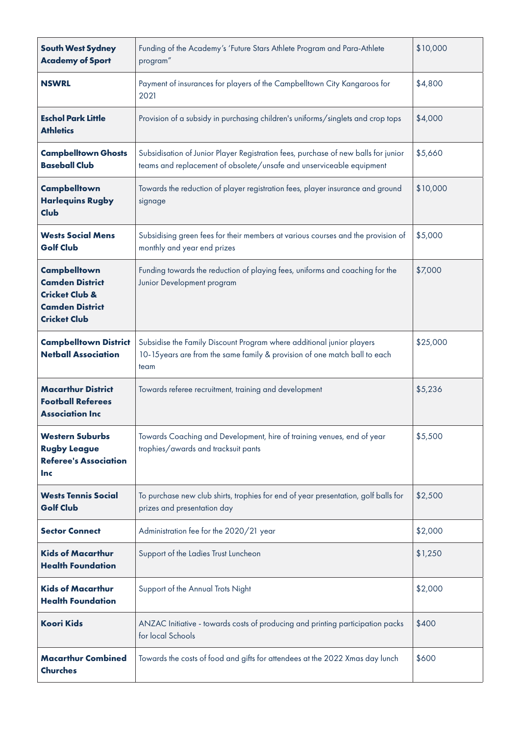| **South West Sydney Academy of Sport** | Funding of the Academy's 'Future Stars Athlete Program and Para-Athlete program" | $10,000 |
|---|---|---|
| **NSWRL** | Payment of insurances for players of the Campbelltown City Kangaroos for 2021 | $4,800 |
| **Eschol Park Little Athletics** | Provision of a subsidy in purchasing children's uniforms/singlets and crop tops | $4,000 |
| **Campbelltown Ghosts Baseball Club** | Subsidisation of Junior Player Registration fees, purchase of new balls for junior teams and replacement of obsolete/unsafe and unserviceable equipment | $5,660 |
| **Campbelltown Harlequins Rugby Club** | Towards the reduction of player registration fees, player insurance and ground signage | $10,000 |
| **Wests Social Mens Golf Club** | Subsidising green fees for their members at various courses and the provision of monthly and year end prizes | $5,000 |
| **Campbelltown Camden District Cricket Club & Camden District Cricket Club** | Funding towards the reduction of playing fees, uniforms and coaching for the Junior Development program | $7,000 |
| **Campbelltown District Netball Association** | Subsidise the Family Discount Program where additional junior players 10-15years are from the same family & provision of one match ball to each team | $25,000 |
| **Macarthur District Football Referees Association Inc** | Towards referee recruitment, training and development | $5,236 |
| **Western Suburbs Rugby League Referee's Association Inc** | Towards Coaching and Development, hire of training venues, end of year trophies/awards and tracksuit pants | $5,500 |
| **Wests Tennis Social Golf Club** | To purchase new club shirts, trophies for end of year presentation, golf balls for prizes and presentation day | $2,500 |
| **Sector Connect** | Administration fee for the 2020/21 year | $2,000 |
| **Kids of Macarthur Health Foundation** | Support of the Ladies Trust Luncheon | $1,250 |
| **Kids of Macarthur Health Foundation** | Support of the Annual Trots Night | $2,000 |
| **Koori Kids** | ANZAC Initiative - towards costs of producing and printing participation packs for local Schools | $400 |
| **Macarthur Combined Churches** | Towards the costs of food and gifts for attendees at the 2022 Xmas day lunch | $600 |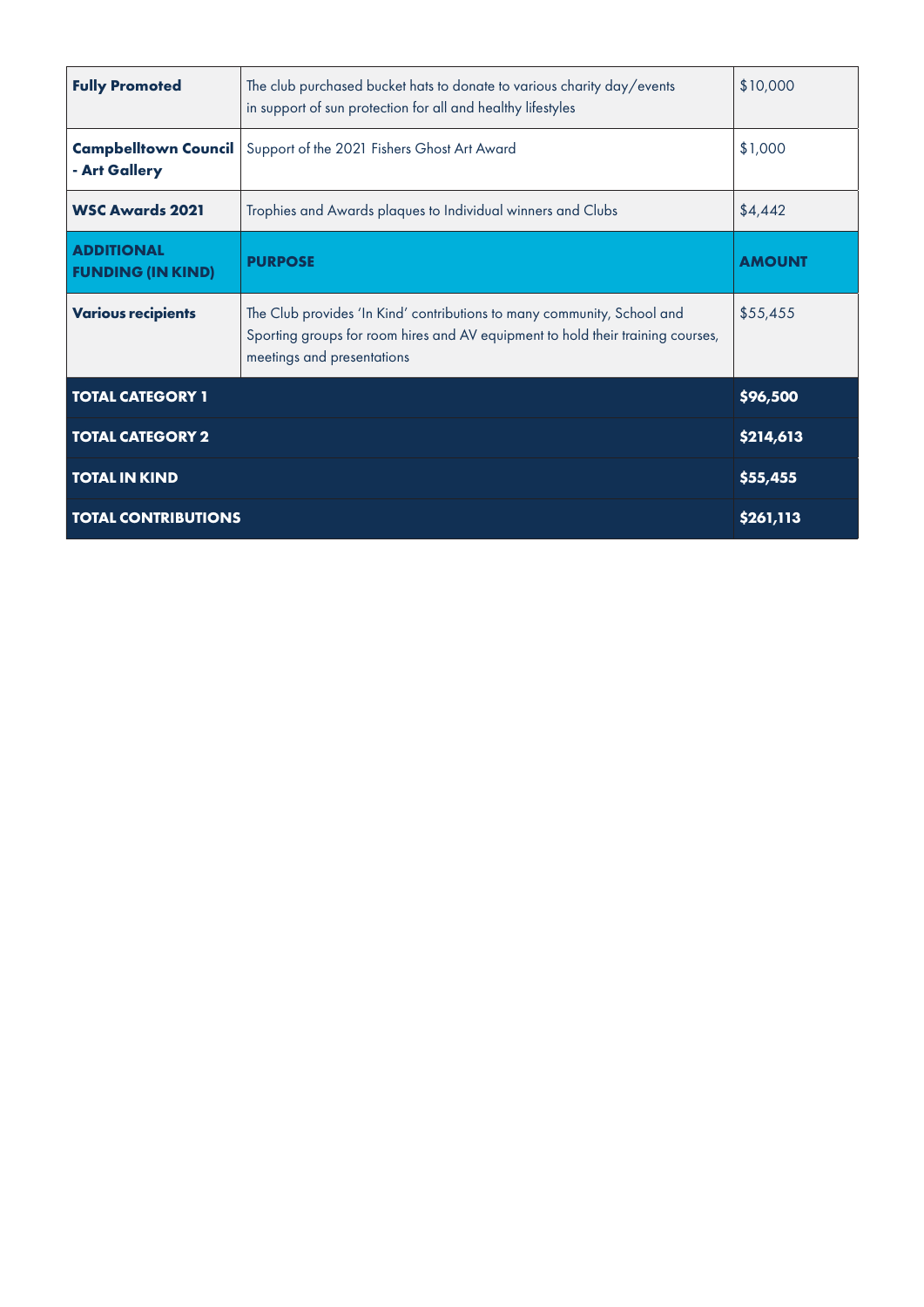| | | |
|---|---|---|
| **Fully Promoted** | The club purchased bucket hats to donate to various charity day/events in support of sun protection for all and healthy lifestyles | $10,000 |
| **Campbelltown Council - Art Gallery** | Support of the 2021 Fishers Ghost Art Award | $1,000 |
| **WSC Awards 2021** | Trophies and Awards plaques to Individual winners and Clubs | $4,442 |
| **ADDITIONAL FUNDING (IN KIND)** | **PURPOSE** | **AMOUNT** |
| **Various recipients** | The Club provides 'In Kind' contributions to many community, School and Sporting groups for room hires and AV equipment to hold their training courses, meetings and presentations | $55,455 |
| **TOTAL CATEGORY 1** | | **$96,500** |
| **TOTAL CATEGORY 2** | | **$214,613** |
| **TOTAL IN KIND** | | **$55,455** |
| **TOTAL CONTRIBUTIONS** | | **$261,113** |